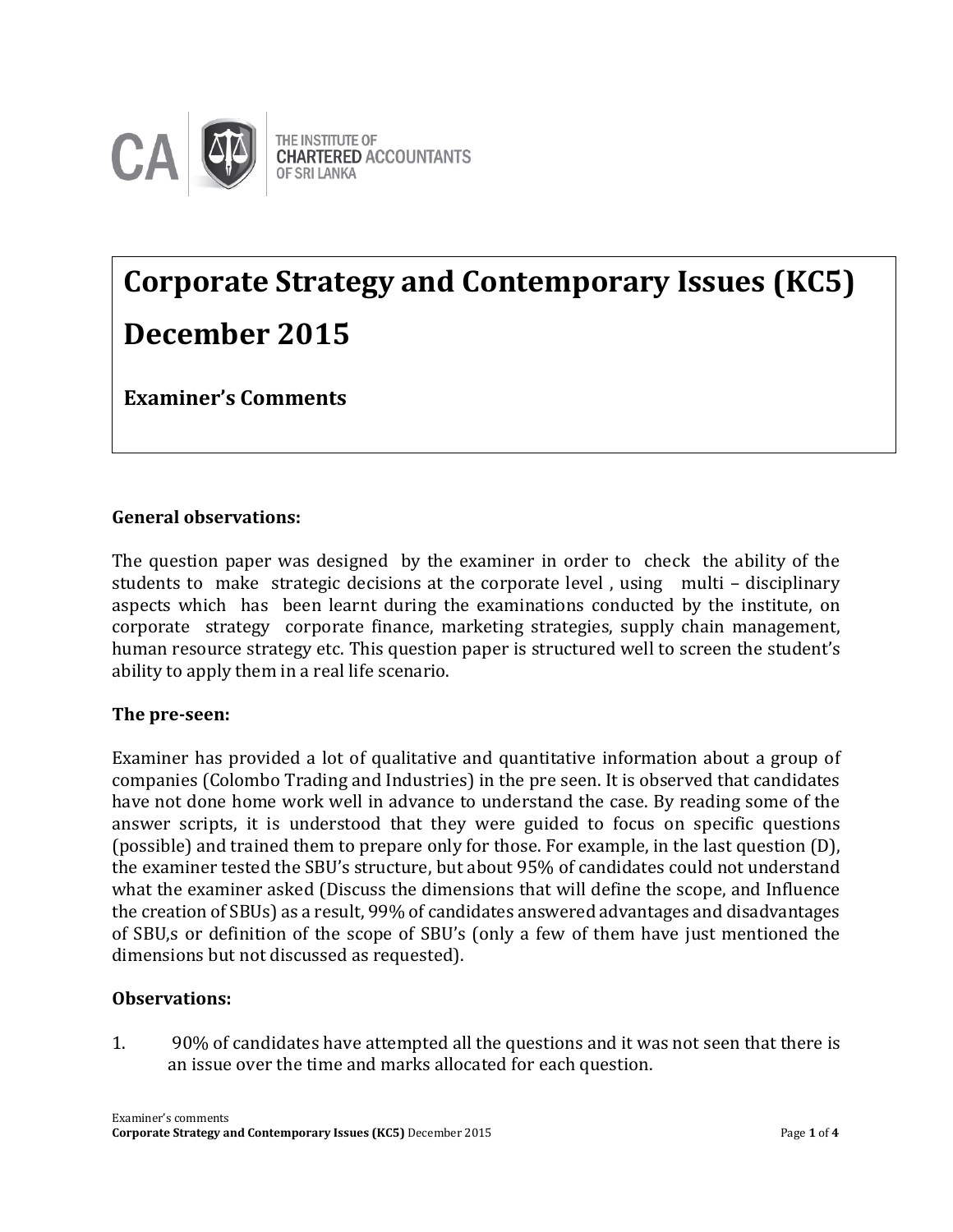THE INSTITUTE OF CHARTERED ACCOUNTANTS OF SRI LANKA

# Corporate Strategy and Contemporary Issues (KC5)

# December 2015

## Examiner's Comments

### General observations:

The question paper was designed by the examiner in order to check the ability of the students to make strategic decisions at the corporate level , using multi – disciplinary aspects which has been learnt during the examinations conducted by the institute, on corporate strategy corporate finance, marketing strategies, supply chain management, human resource strategy etc. This question paper is structured well to screen the student's ability to apply them in a real life scenario.

### The pre-seen:

Examiner has provided a lot of qualitative and quantitative information about a group of companies (Colombo Trading and Industries) in the pre seen. It is observed that candidates have not done home work well in advance to understand the case. By reading some of the answer scripts, it is understood that they were guided to focus on specific questions (possible) and trained them to prepare only for those. For example, in the last question (D), the examiner tested the SBU's structure, but about 95% of candidates could not understand what the examiner asked (Discuss the dimensions that will define the scope, and Influence the creation of SBUs) as a result, 99% of candidates answered advantages and disadvantages of SBU,s or definition of the scope of SBU's (only a few of them have just mentioned the dimensions but not discussed as requested).

### Observations:

1. 90% of candidates have attempted all the questions and it was not seen that there is an issue over the time and marks allocated for each question.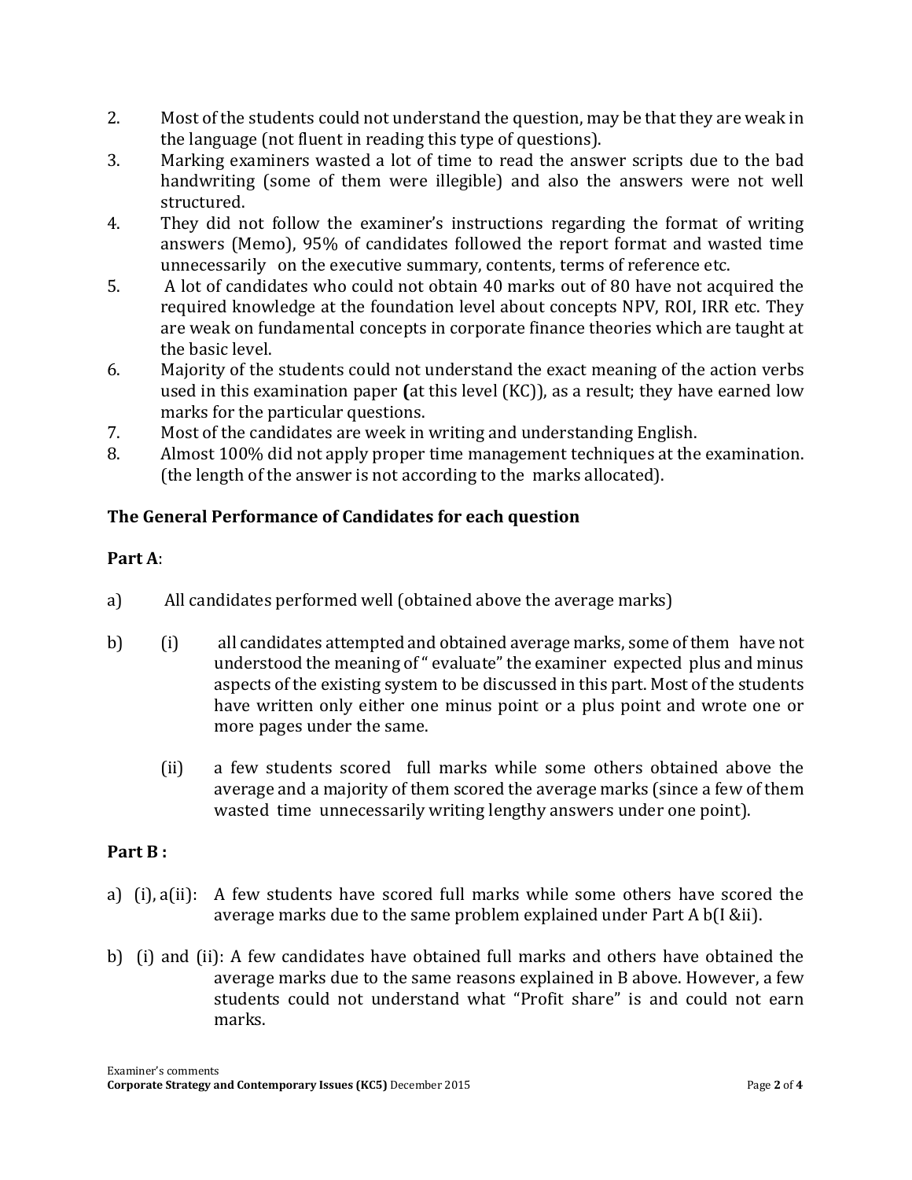2. Most of the students could not understand the question, may be that they are weak in the language (not fluent in reading this type of questions).
3. Marking examiners wasted a lot of time to read the answer scripts due to the bad handwriting (some of them were illegible) and also the answers were not well structured.
4. They did not follow the examiner's instructions regarding the format of writing answers (Memo), 95% of candidates followed the report format and wasted time unnecessarily on the executive summary, contents, terms of reference etc.
5. A lot of candidates who could not obtain 40 marks out of 80 have not acquired the required knowledge at the foundation level about concepts NPV, ROI, IRR etc. They are weak on fundamental concepts in corporate finance theories which are taught at the basic level.
6. Majority of the students could not understand the exact meaning of the action verbs used in this examination paper **(**at this level (KC)), as a result; they have earned low marks for the particular questions.
7. Most of the candidates are week in writing and understanding English.
8. Almost 100% did not apply proper time management techniques at the examination. (the length of the answer is not according to the marks allocated).

**The General Performance of Candidates for each question**

**Part A**:

a) All candidates performed well (obtained above the average marks)

b) (i) all candidates attempted and obtained average marks, some of them have not understood the meaning of " evaluate" the examiner expected plus and minus aspects of the existing system to be discussed in this part. Most of the students have written only either one minus point or a plus point and wrote one or more pages under the same.

(ii) a few students scored full marks while some others obtained above the average and a majority of them scored the average marks (since a few of them wasted time unnecessarily writing lengthy answers under one point).

**Part B :**

a) (i), a(ii): A few students have scored full marks while some others have scored the average marks due to the same problem explained under Part A b(I &ii).

b) (i) and (ii): A few candidates have obtained full marks and others have obtained the average marks due to the same reasons explained in B above. However, a few students could not understand what "Profit share" is and could not earn marks.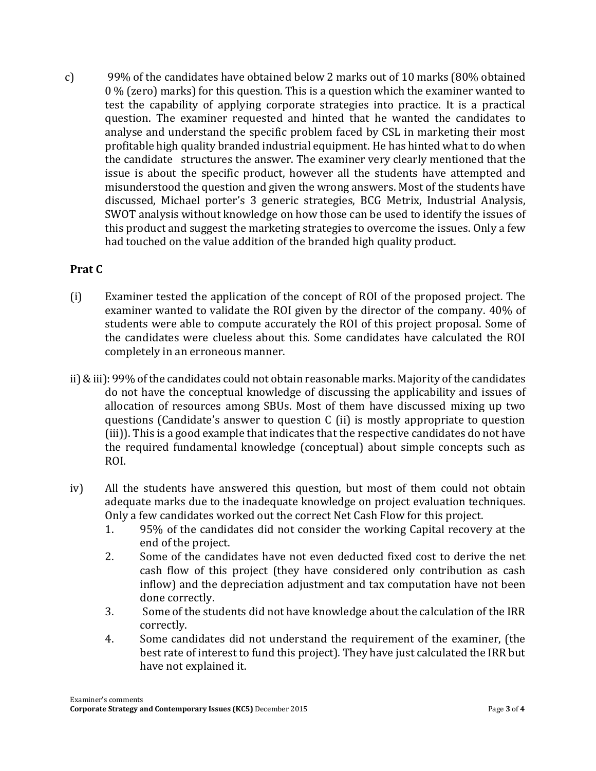c) 99% of the candidates have obtained below 2 marks out of 10 marks (80% obtained 0 % (zero) marks) for this question. This is a question which the examiner wanted to test the capability of applying corporate strategies into practice. It is a practical question. The examiner requested and hinted that he wanted the candidates to analyse and understand the specific problem faced by CSL in marketing their most profitable high quality branded industrial equipment. He has hinted what to do when the candidate structures the answer. The examiner very clearly mentioned that the issue is about the specific product, however all the students have attempted and misunderstood the question and given the wrong answers. Most of the students have discussed, Michael porter's 3 generic strategies, BCG Metrix, Industrial Analysis, SWOT analysis without knowledge on how those can be used to identify the issues of this product and suggest the marketing strategies to overcome the issues. Only a few had touched on the value addition of the branded high quality product.

**Prat C**

(i) Examiner tested the application of the concept of ROI of the proposed project. The examiner wanted to validate the ROI given by the director of the company. 40% of students were able to compute accurately the ROI of this project proposal. Some of the candidates were clueless about this. Some candidates have calculated the ROI completely in an erroneous manner.

ii) & iii): 99% of the candidates could not obtain reasonable marks. Majority of the candidates do not have the conceptual knowledge of discussing the applicability and issues of allocation of resources among SBUs. Most of them have discussed mixing up two questions (Candidate's answer to question C (ii) is mostly appropriate to question (iii)). This is a good example that indicates that the respective candidates do not have the required fundamental knowledge (conceptual) about simple concepts such as ROI.

iv) All the students have answered this question, but most of them could not obtain adequate marks due to the inadequate knowledge on project evaluation techniques. Only a few candidates worked out the correct Net Cash Flow for this project.

1. 95% of the candidates did not consider the working Capital recovery at the end of the project.
2. Some of the candidates have not even deducted fixed cost to derive the net cash flow of this project (they have considered only contribution as cash inflow) and the depreciation adjustment and tax computation have not been done correctly.
3. Some of the students did not have knowledge about the calculation of the IRR correctly.
4. Some candidates did not understand the requirement of the examiner, (the best rate of interest to fund this project). They have just calculated the IRR but have not explained it.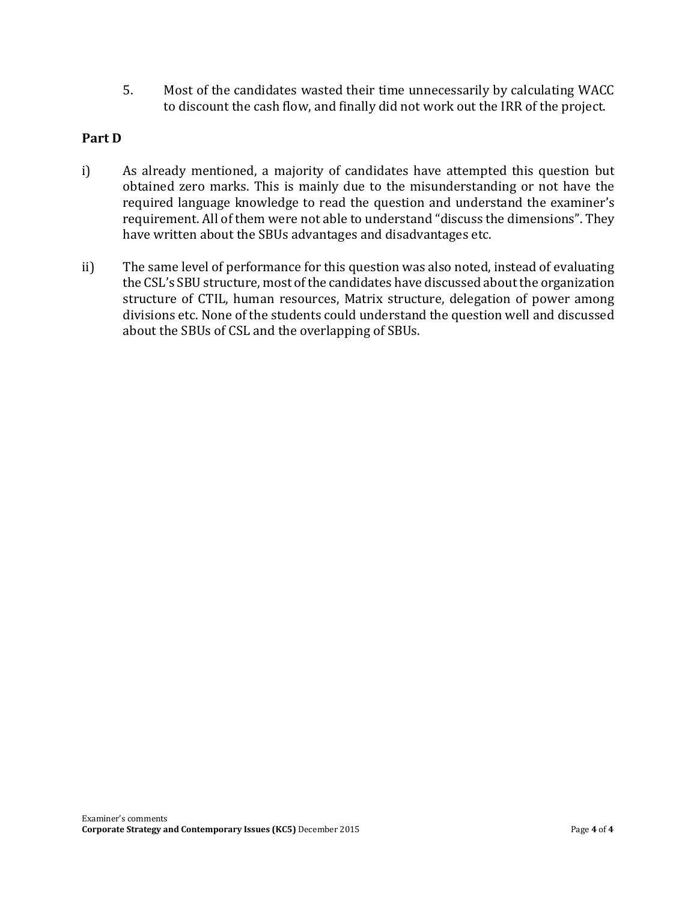5. Most of the candidates wasted their time unnecessarily by calculating WACC to discount the cash flow, and finally did not work out the IRR of the project.

**Part D**

i) As already mentioned, a majority of candidates have attempted this question but obtained zero marks. This is mainly due to the misunderstanding or not have the required language knowledge to read the question and understand the examiner's requirement. All of them were not able to understand "discuss the dimensions". They have written about the SBUs advantages and disadvantages etc.

ii) The same level of performance for this question was also noted, instead of evaluating the CSL's SBU structure, most of the candidates have discussed about the organization structure of CTIL, human resources, Matrix structure, delegation of power among divisions etc. None of the students could understand the question well and discussed about the SBUs of CSL and the overlapping of SBUs.